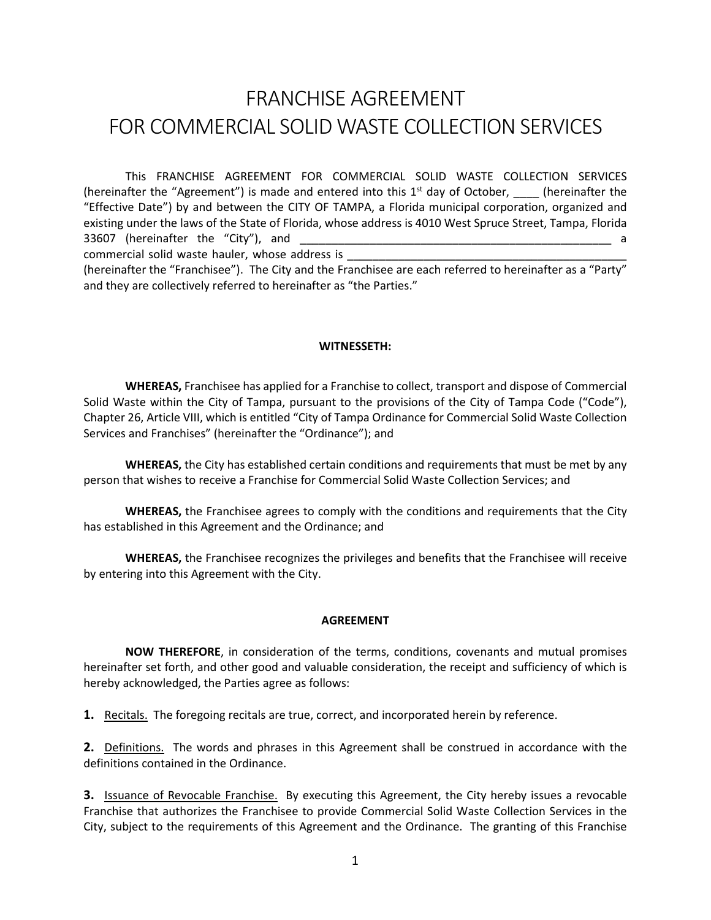// FRANCHISE AGREEMENT
# FRANCHISE AGREEMENT
# FOR COMMERCIAL SOLID WASTE COLLECTION SERVICES

This FRANCHISE AGREEMENT FOR COMMERCIAL SOLID WASTE COLLECTION SERVICES (hereinafter the "Agreement") is made and entered into this 1st day of October, ____ (hereinafter the "Effective Date") by and between the CITY OF TAMPA, a Florida municipal corporation, organized and existing under the laws of the State of Florida, whose address is 4010 West Spruce Street, Tampa, Florida 33607 (hereinafter the "City"), and ____________________________________________________ a commercial solid waste hauler, whose address is ______________________________________________ (hereinafter the "Franchisee"). The City and the Franchisee are each referred to hereinafter as a "Party" and they are collectively referred to hereinafter as "the Parties."

**WITNESSETH:**

**WHEREAS,** Franchisee has applied for a Franchise to collect, transport and dispose of Commercial Solid Waste within the City of Tampa, pursuant to the provisions of the City of Tampa Code ("Code"), Chapter 26, Article VIII, which is entitled "City of Tampa Ordinance for Commercial Solid Waste Collection Services and Franchises" (hereinafter the "Ordinance"); and

**WHEREAS,** the City has established certain conditions and requirements that must be met by any person that wishes to receive a Franchise for Commercial Solid Waste Collection Services; and

**WHEREAS,** the Franchisee agrees to comply with the conditions and requirements that the City has established in this Agreement and the Ordinance; and

**WHEREAS,** the Franchisee recognizes the privileges and benefits that the Franchisee will receive by entering into this Agreement with the City.

**AGREEMENT**

**NOW THEREFORE**, in consideration of the terms, conditions, covenants and mutual promises hereinafter set forth, and other good and valuable consideration, the receipt and sufficiency of which is hereby acknowledged, the Parties agree as follows:

**1.** Recitals. The foregoing recitals are true, correct, and incorporated herein by reference.

**2.** Definitions. The words and phrases in this Agreement shall be construed in accordance with the definitions contained in the Ordinance.

**3.** Issuance of Revocable Franchise. By executing this Agreement, the City hereby issues a revocable Franchise that authorizes the Franchisee to provide Commercial Solid Waste Collection Services in the City, subject to the requirements of this Agreement and the Ordinance. The granting of this Franchise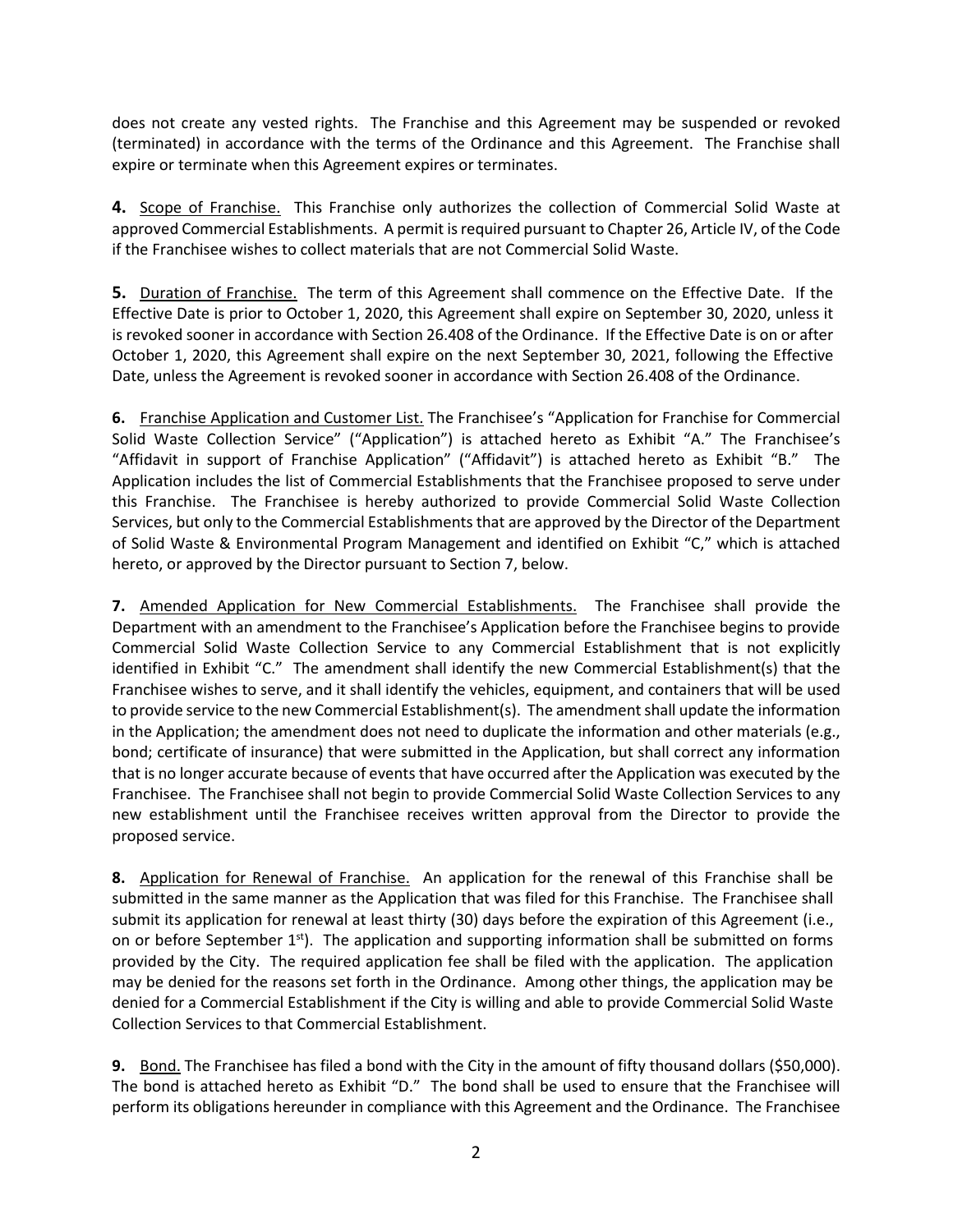does not create any vested rights. The Franchise and this Agreement may be suspended or revoked (terminated) in accordance with the terms of the Ordinance and this Agreement. The Franchise shall expire or terminate when this Agreement expires or terminates.

**4.** Scope of Franchise. This Franchise only authorizes the collection of Commercial Solid Waste at approved Commercial Establishments. A permit is required pursuant to Chapter 26, Article IV, of the Code if the Franchisee wishes to collect materials that are not Commercial Solid Waste.

**5.** Duration of Franchise. The term of this Agreement shall commence on the Effective Date. If the Effective Date is prior to October 1, 2020, this Agreement shall expire on September 30, 2020, unless it is revoked sooner in accordance with Section 26.408 of the Ordinance. If the Effective Date is on or after October 1, 2020, this Agreement shall expire on the next September 30, 2021, following the Effective Date, unless the Agreement is revoked sooner in accordance with Section 26.408 of the Ordinance.

**6.** Franchise Application and Customer List. The Franchisee's "Application for Franchise for Commercial Solid Waste Collection Service" ("Application") is attached hereto as Exhibit "A." The Franchisee's "Affidavit in support of Franchise Application" ("Affidavit") is attached hereto as Exhibit "B." The Application includes the list of Commercial Establishments that the Franchisee proposed to serve under this Franchise. The Franchisee is hereby authorized to provide Commercial Solid Waste Collection Services, but only to the Commercial Establishments that are approved by the Director of the Department of Solid Waste & Environmental Program Management and identified on Exhibit "C," which is attached hereto, or approved by the Director pursuant to Section 7, below.

**7.** Amended Application for New Commercial Establishments. The Franchisee shall provide the Department with an amendment to the Franchisee's Application before the Franchisee begins to provide Commercial Solid Waste Collection Service to any Commercial Establishment that is not explicitly identified in Exhibit "C." The amendment shall identify the new Commercial Establishment(s) that the Franchisee wishes to serve, and it shall identify the vehicles, equipment, and containers that will be used to provide service to the new Commercial Establishment(s). The amendment shall update the information in the Application; the amendment does not need to duplicate the information and other materials (e.g., bond; certificate of insurance) that were submitted in the Application, but shall correct any information that is no longer accurate because of events that have occurred after the Application was executed by the Franchisee. The Franchisee shall not begin to provide Commercial Solid Waste Collection Services to any new establishment until the Franchisee receives written approval from the Director to provide the proposed service.

**8.** Application for Renewal of Franchise. An application for the renewal of this Franchise shall be submitted in the same manner as the Application that was filed for this Franchise. The Franchisee shall submit its application for renewal at least thirty (30) days before the expiration of this Agreement (i.e., on or before September 1st). The application and supporting information shall be submitted on forms provided by the City. The required application fee shall be filed with the application. The application may be denied for the reasons set forth in the Ordinance. Among other things, the application may be denied for a Commercial Establishment if the City is willing and able to provide Commercial Solid Waste Collection Services to that Commercial Establishment.

**9.** Bond. The Franchisee has filed a bond with the City in the amount of fifty thousand dollars ($50,000). The bond is attached hereto as Exhibit "D." The bond shall be used to ensure that the Franchisee will perform its obligations hereunder in compliance with this Agreement and the Ordinance. The Franchisee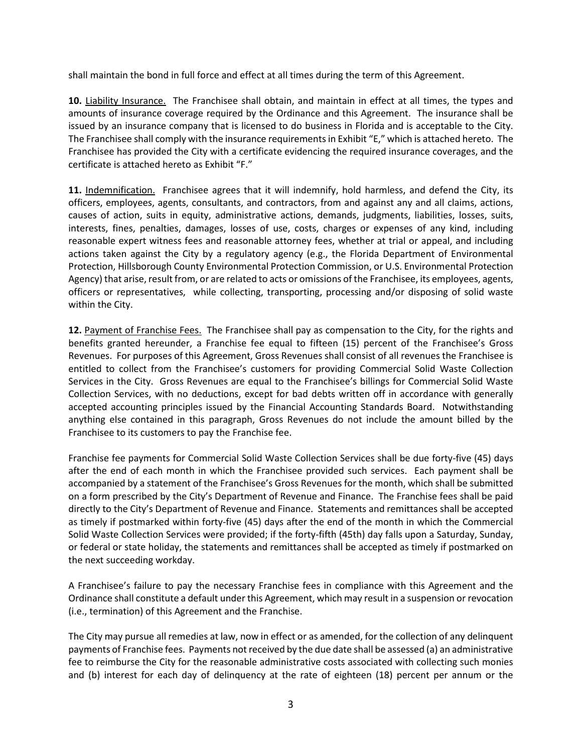shall maintain the bond in full force and effect at all times during the term of this Agreement.

**10.** Liability Insurance. The Franchisee shall obtain, and maintain in effect at all times, the types and amounts of insurance coverage required by the Ordinance and this Agreement. The insurance shall be issued by an insurance company that is licensed to do business in Florida and is acceptable to the City. The Franchisee shall comply with the insurance requirements in Exhibit "E," which is attached hereto. The Franchisee has provided the City with a certificate evidencing the required insurance coverages, and the certificate is attached hereto as Exhibit "F."

**11.** Indemnification. Franchisee agrees that it will indemnify, hold harmless, and defend the City, its officers, employees, agents, consultants, and contractors, from and against any and all claims, actions, causes of action, suits in equity, administrative actions, demands, judgments, liabilities, losses, suits, interests, fines, penalties, damages, losses of use, costs, charges or expenses of any kind, including reasonable expert witness fees and reasonable attorney fees, whether at trial or appeal, and including actions taken against the City by a regulatory agency (e.g., the Florida Department of Environmental Protection, Hillsborough County Environmental Protection Commission, or U.S. Environmental Protection Agency) that arise, result from, or are related to acts or omissions of the Franchisee, its employees, agents, officers or representatives, while collecting, transporting, processing and/or disposing of solid waste within the City.

**12.** Payment of Franchise Fees. The Franchisee shall pay as compensation to the City, for the rights and benefits granted hereunder, a Franchise fee equal to fifteen (15) percent of the Franchisee's Gross Revenues. For purposes of this Agreement, Gross Revenues shall consist of all revenues the Franchisee is entitled to collect from the Franchisee's customers for providing Commercial Solid Waste Collection Services in the City. Gross Revenues are equal to the Franchisee's billings for Commercial Solid Waste Collection Services, with no deductions, except for bad debts written off in accordance with generally accepted accounting principles issued by the Financial Accounting Standards Board. Notwithstanding anything else contained in this paragraph, Gross Revenues do not include the amount billed by the Franchisee to its customers to pay the Franchise fee.

Franchise fee payments for Commercial Solid Waste Collection Services shall be due forty-five (45) days after the end of each month in which the Franchisee provided such services. Each payment shall be accompanied by a statement of the Franchisee's Gross Revenues for the month, which shall be submitted on a form prescribed by the City's Department of Revenue and Finance. The Franchise fees shall be paid directly to the City's Department of Revenue and Finance. Statements and remittances shall be accepted as timely if postmarked within forty-five (45) days after the end of the month in which the Commercial Solid Waste Collection Services were provided; if the forty-fifth (45th) day falls upon a Saturday, Sunday, or federal or state holiday, the statements and remittances shall be accepted as timely if postmarked on the next succeeding workday.

A Franchisee's failure to pay the necessary Franchise fees in compliance with this Agreement and the Ordinance shall constitute a default under this Agreement, which may result in a suspension or revocation (i.e., termination) of this Agreement and the Franchise.

The City may pursue all remedies at law, now in effect or as amended, for the collection of any delinquent payments of Franchise fees. Payments not received by the due date shall be assessed (a) an administrative fee to reimburse the City for the reasonable administrative costs associated with collecting such monies and (b) interest for each day of delinquency at the rate of eighteen (18) percent per annum or the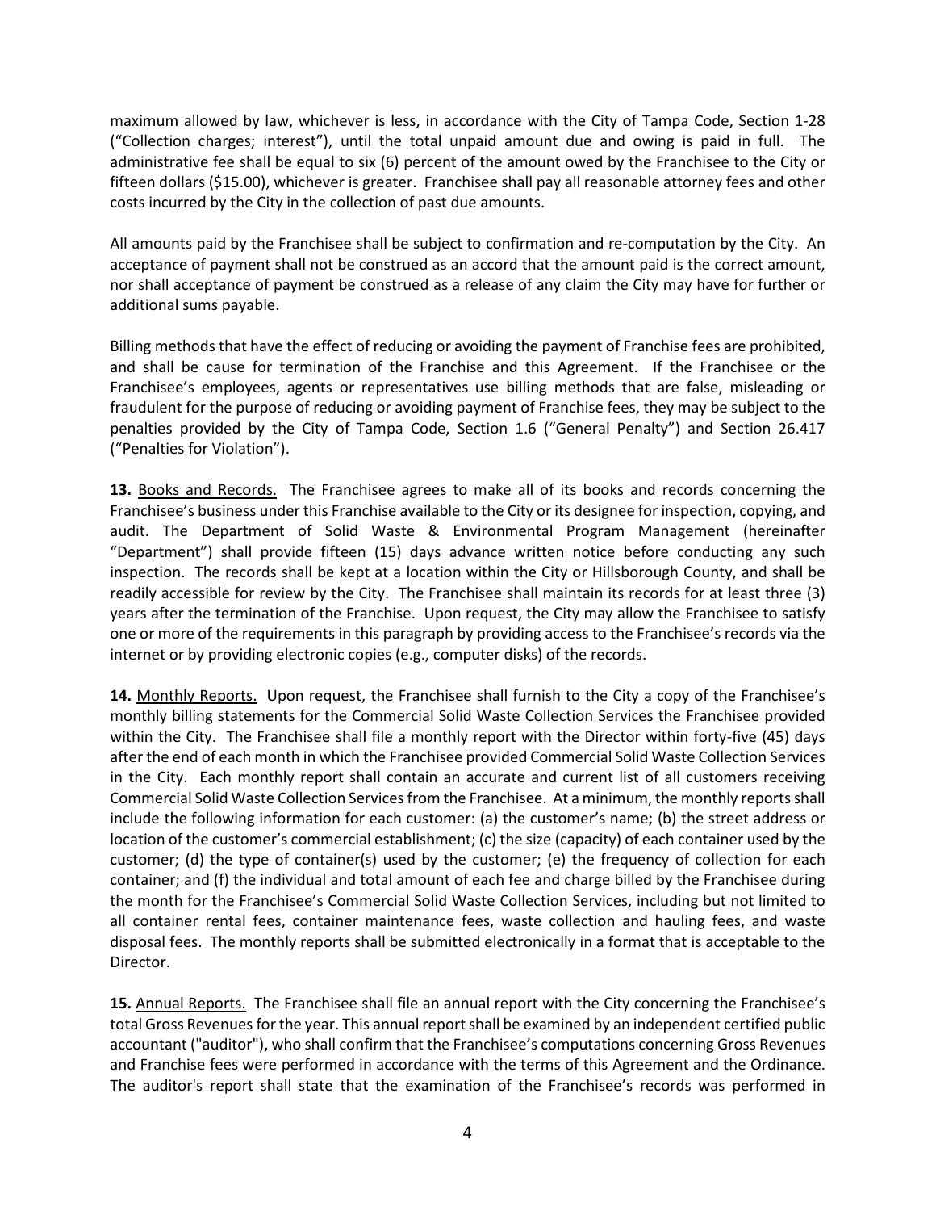maximum allowed by law, whichever is less, in accordance with the City of Tampa Code, Section 1-28 ("Collection charges; interest"), until the total unpaid amount due and owing is paid in full. The administrative fee shall be equal to six (6) percent of the amount owed by the Franchisee to the City or fifteen dollars ($15.00), whichever is greater. Franchisee shall pay all reasonable attorney fees and other costs incurred by the City in the collection of past due amounts.

All amounts paid by the Franchisee shall be subject to confirmation and re-computation by the City. An acceptance of payment shall not be construed as an accord that the amount paid is the correct amount, nor shall acceptance of payment be construed as a release of any claim the City may have for further or additional sums payable.

Billing methods that have the effect of reducing or avoiding the payment of Franchise fees are prohibited, and shall be cause for termination of the Franchise and this Agreement. If the Franchisee or the Franchisee's employees, agents or representatives use billing methods that are false, misleading or fraudulent for the purpose of reducing or avoiding payment of Franchise fees, they may be subject to the penalties provided by the City of Tampa Code, Section 1.6 ("General Penalty") and Section 26.417 ("Penalties for Violation").

**13.** Books and Records. The Franchisee agrees to make all of its books and records concerning the Franchisee's business under this Franchise available to the City or its designee for inspection, copying, and audit. The Department of Solid Waste & Environmental Program Management (hereinafter "Department") shall provide fifteen (15) days advance written notice before conducting any such inspection. The records shall be kept at a location within the City or Hillsborough County, and shall be readily accessible for review by the City. The Franchisee shall maintain its records for at least three (3) years after the termination of the Franchise. Upon request, the City may allow the Franchisee to satisfy one or more of the requirements in this paragraph by providing access to the Franchisee's records via the internet or by providing electronic copies (e.g., computer disks) of the records.

**14.** Monthly Reports. Upon request, the Franchisee shall furnish to the City a copy of the Franchisee's monthly billing statements for the Commercial Solid Waste Collection Services the Franchisee provided within the City. The Franchisee shall file a monthly report with the Director within forty-five (45) days after the end of each month in which the Franchisee provided Commercial Solid Waste Collection Services in the City. Each monthly report shall contain an accurate and current list of all customers receiving Commercial Solid Waste Collection Services from the Franchisee. At a minimum, the monthly reports shall include the following information for each customer: (a) the customer's name; (b) the street address or location of the customer's commercial establishment; (c) the size (capacity) of each container used by the customer; (d) the type of container(s) used by the customer; (e) the frequency of collection for each container; and (f) the individual and total amount of each fee and charge billed by the Franchisee during the month for the Franchisee's Commercial Solid Waste Collection Services, including but not limited to all container rental fees, container maintenance fees, waste collection and hauling fees, and waste disposal fees. The monthly reports shall be submitted electronically in a format that is acceptable to the Director.

**15.** Annual Reports. The Franchisee shall file an annual report with the City concerning the Franchisee's total Gross Revenues for the year. This annual report shall be examined by an independent certified public accountant ("auditor"), who shall confirm that the Franchisee's computations concerning Gross Revenues and Franchise fees were performed in accordance with the terms of this Agreement and the Ordinance. The auditor's report shall state that the examination of the Franchisee's records was performed in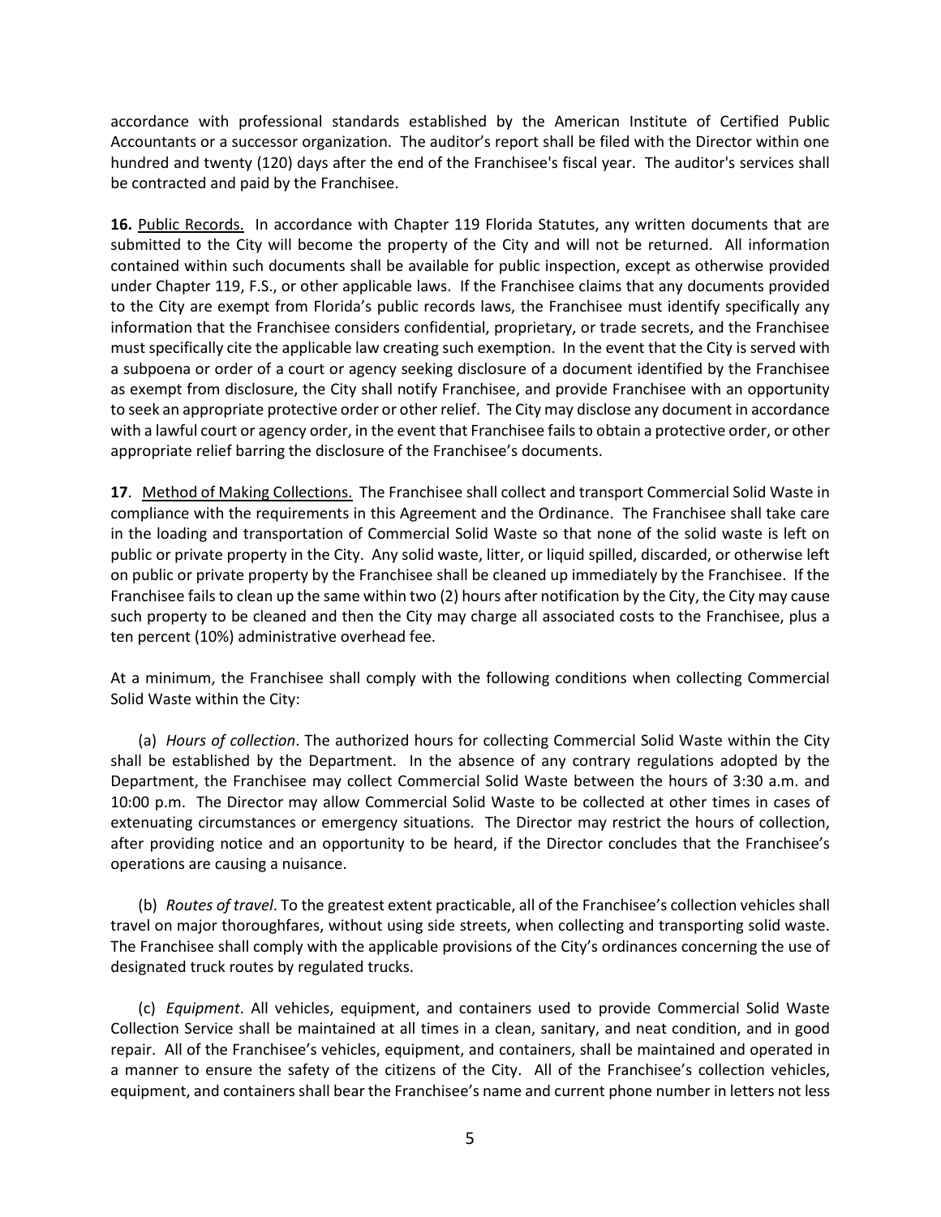accordance with professional standards established by the American Institute of Certified Public Accountants or a successor organization. The auditor's report shall be filed with the Director within one hundred and twenty (120) days after the end of the Franchisee's fiscal year. The auditor's services shall be contracted and paid by the Franchisee.

**16.** Public Records. In accordance with Chapter 119 Florida Statutes, any written documents that are submitted to the City will become the property of the City and will not be returned. All information contained within such documents shall be available for public inspection, except as otherwise provided under Chapter 119, F.S., or other applicable laws. If the Franchisee claims that any documents provided to the City are exempt from Florida's public records laws, the Franchisee must identify specifically any information that the Franchisee considers confidential, proprietary, or trade secrets, and the Franchisee must specifically cite the applicable law creating such exemption. In the event that the City is served with a subpoena or order of a court or agency seeking disclosure of a document identified by the Franchisee as exempt from disclosure, the City shall notify Franchisee, and provide Franchisee with an opportunity to seek an appropriate protective order or other relief. The City may disclose any document in accordance with a lawful court or agency order, in the event that Franchisee fails to obtain a protective order, or other appropriate relief barring the disclosure of the Franchisee's documents.

**17**. Method of Making Collections. The Franchisee shall collect and transport Commercial Solid Waste in compliance with the requirements in this Agreement and the Ordinance. The Franchisee shall take care in the loading and transportation of Commercial Solid Waste so that none of the solid waste is left on public or private property in the City. Any solid waste, litter, or liquid spilled, discarded, or otherwise left on public or private property by the Franchisee shall be cleaned up immediately by the Franchisee. If the Franchisee fails to clean up the same within two (2) hours after notification by the City, the City may cause such property to be cleaned and then the City may charge all associated costs to the Franchisee, plus a ten percent (10%) administrative overhead fee.

At a minimum, the Franchisee shall comply with the following conditions when collecting Commercial Solid Waste within the City:

(a) *Hours of collection*. The authorized hours for collecting Commercial Solid Waste within the City shall be established by the Department. In the absence of any contrary regulations adopted by the Department, the Franchisee may collect Commercial Solid Waste between the hours of 3:30 a.m. and 10:00 p.m. The Director may allow Commercial Solid Waste to be collected at other times in cases of extenuating circumstances or emergency situations. The Director may restrict the hours of collection, after providing notice and an opportunity to be heard, if the Director concludes that the Franchisee's operations are causing a nuisance.

(b) *Routes of travel*. To the greatest extent practicable, all of the Franchisee's collection vehicles shall travel on major thoroughfares, without using side streets, when collecting and transporting solid waste. The Franchisee shall comply with the applicable provisions of the City's ordinances concerning the use of designated truck routes by regulated trucks.

(c) *Equipment*. All vehicles, equipment, and containers used to provide Commercial Solid Waste Collection Service shall be maintained at all times in a clean, sanitary, and neat condition, and in good repair. All of the Franchisee's vehicles, equipment, and containers, shall be maintained and operated in a manner to ensure the safety of the citizens of the City. All of the Franchisee's collection vehicles, equipment, and containers shall bear the Franchisee's name and current phone number in letters not less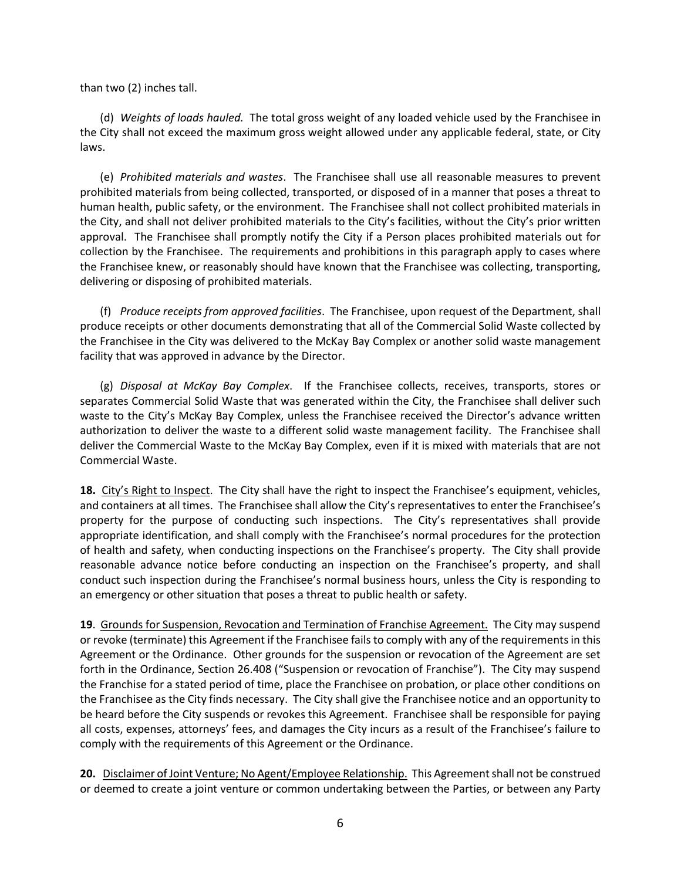than two (2) inches tall.

(d) *Weights of loads hauled.* The total gross weight of any loaded vehicle used by the Franchisee in the City shall not exceed the maximum gross weight allowed under any applicable federal, state, or City laws.

(e) *Prohibited materials and wastes*. The Franchisee shall use all reasonable measures to prevent prohibited materials from being collected, transported, or disposed of in a manner that poses a threat to human health, public safety, or the environment. The Franchisee shall not collect prohibited materials in the City, and shall not deliver prohibited materials to the City's facilities, without the City's prior written approval. The Franchisee shall promptly notify the City if a Person places prohibited materials out for collection by the Franchisee. The requirements and prohibitions in this paragraph apply to cases where the Franchisee knew, or reasonably should have known that the Franchisee was collecting, transporting, delivering or disposing of prohibited materials.

(f) *Produce receipts from approved facilities*. The Franchisee, upon request of the Department, shall produce receipts or other documents demonstrating that all of the Commercial Solid Waste collected by the Franchisee in the City was delivered to the McKay Bay Complex or another solid waste management facility that was approved in advance by the Director.

(g) *Disposal at McKay Bay Complex*. If the Franchisee collects, receives, transports, stores or separates Commercial Solid Waste that was generated within the City, the Franchisee shall deliver such waste to the City's McKay Bay Complex, unless the Franchisee received the Director's advance written authorization to deliver the waste to a different solid waste management facility. The Franchisee shall deliver the Commercial Waste to the McKay Bay Complex, even if it is mixed with materials that are not Commercial Waste.

**18.** City's Right to Inspect. The City shall have the right to inspect the Franchisee's equipment, vehicles, and containers at all times. The Franchisee shall allow the City's representatives to enter the Franchisee's property for the purpose of conducting such inspections. The City's representatives shall provide appropriate identification, and shall comply with the Franchisee's normal procedures for the protection of health and safety, when conducting inspections on the Franchisee's property. The City shall provide reasonable advance notice before conducting an inspection on the Franchisee's property, and shall conduct such inspection during the Franchisee's normal business hours, unless the City is responding to an emergency or other situation that poses a threat to public health or safety.

**19**. Grounds for Suspension, Revocation and Termination of Franchise Agreement. The City may suspend or revoke (terminate) this Agreement if the Franchisee fails to comply with any of the requirements in this Agreement or the Ordinance. Other grounds for the suspension or revocation of the Agreement are set forth in the Ordinance, Section 26.408 ("Suspension or revocation of Franchise"). The City may suspend the Franchise for a stated period of time, place the Franchisee on probation, or place other conditions on the Franchisee as the City finds necessary. The City shall give the Franchisee notice and an opportunity to be heard before the City suspends or revokes this Agreement. Franchisee shall be responsible for paying all costs, expenses, attorneys' fees, and damages the City incurs as a result of the Franchisee's failure to comply with the requirements of this Agreement or the Ordinance.

**20.** Disclaimer of Joint Venture; No Agent/Employee Relationship. This Agreement shall not be construed or deemed to create a joint venture or common undertaking between the Parties, or between any Party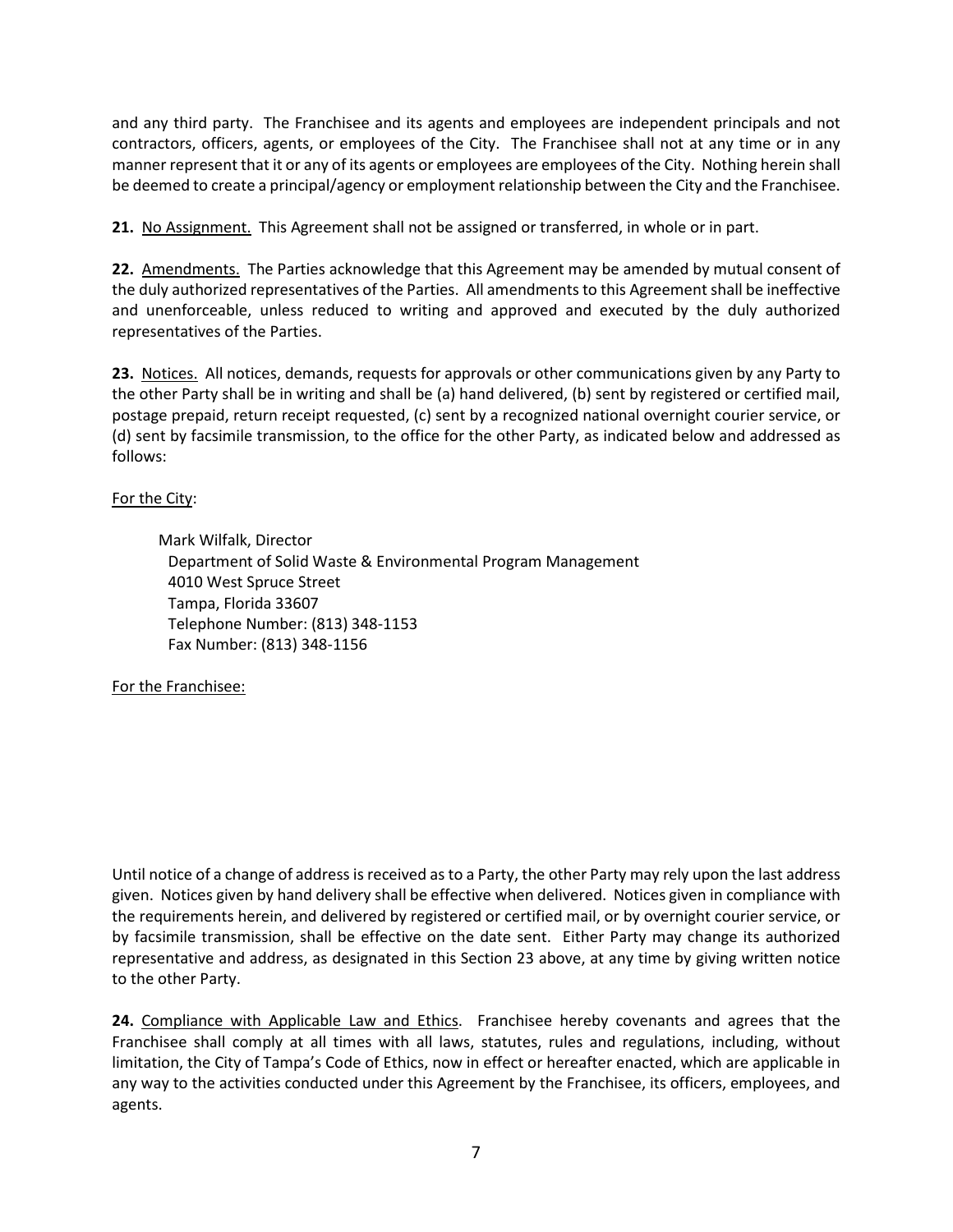and any third party. The Franchisee and its agents and employees are independent principals and not contractors, officers, agents, or employees of the City. The Franchisee shall not at any time or in any manner represent that it or any of its agents or employees are employees of the City. Nothing herein shall be deemed to create a principal/agency or employment relationship between the City and the Franchisee.

**21.** <u>No Assignment.</u> This Agreement shall not be assigned or transferred, in whole or in part.

**22.** <u>Amendments.</u> The Parties acknowledge that this Agreement may be amended by mutual consent of the duly authorized representatives of the Parties. All amendments to this Agreement shall be ineffective and unenforceable, unless reduced to writing and approved and executed by the duly authorized representatives of the Parties.

**23.** <u>Notices.</u> All notices, demands, requests for approvals or other communications given by any Party to the other Party shall be in writing and shall be (a) hand delivered, (b) sent by registered or certified mail, postage prepaid, return receipt requested, (c) sent by a recognized national overnight courier service, or (d) sent by facsimile transmission, to the office for the other Party, as indicated below and addressed as follows:

<u>For the City</u>:

Mark Wilfalk, Director
Department of Solid Waste & Environmental Program Management
4010 West Spruce Street
Tampa, Florida 33607
Telephone Number: (813) 348-1153
Fax Number: (813) 348-1156

<u>For the Franchisee:</u>

Until notice of a change of address is received as to a Party, the other Party may rely upon the last address given. Notices given by hand delivery shall be effective when delivered. Notices given in compliance with the requirements herein, and delivered by registered or certified mail, or by overnight courier service, or by facsimile transmission, shall be effective on the date sent. Either Party may change its authorized representative and address, as designated in this Section 23 above, at any time by giving written notice to the other Party.

**24.** <u>Compliance with Applicable Law and Ethics</u>. Franchisee hereby covenants and agrees that the Franchisee shall comply at all times with all laws, statutes, rules and regulations, including, without limitation, the City of Tampa's Code of Ethics, now in effect or hereafter enacted, which are applicable in any way to the activities conducted under this Agreement by the Franchisee, its officers, employees, and agents.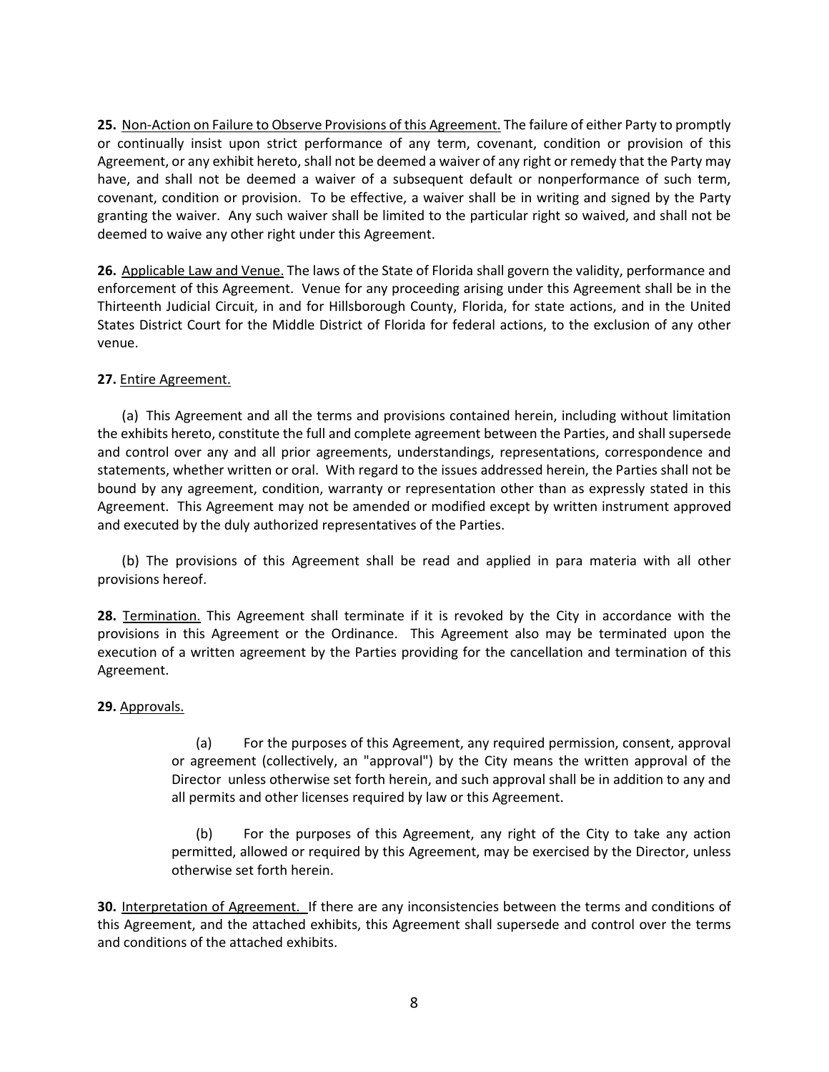**25.** Non-Action on Failure to Observe Provisions of this Agreement. The failure of either Party to promptly or continually insist upon strict performance of any term, covenant, condition or provision of this Agreement, or any exhibit hereto, shall not be deemed a waiver of any right or remedy that the Party may have, and shall not be deemed a waiver of a subsequent default or nonperformance of such term, covenant, condition or provision. To be effective, a waiver shall be in writing and signed by the Party granting the waiver. Any such waiver shall be limited to the particular right so waived, and shall not be deemed to waive any other right under this Agreement.

**26.** Applicable Law and Venue. The laws of the State of Florida shall govern the validity, performance and enforcement of this Agreement. Venue for any proceeding arising under this Agreement shall be in the Thirteenth Judicial Circuit, in and for Hillsborough County, Florida, for state actions, and in the United States District Court for the Middle District of Florida for federal actions, to the exclusion of any other venue.

**27.** Entire Agreement.

(a) This Agreement and all the terms and provisions contained herein, including without limitation the exhibits hereto, constitute the full and complete agreement between the Parties, and shall supersede and control over any and all prior agreements, understandings, representations, correspondence and statements, whether written or oral. With regard to the issues addressed herein, the Parties shall not be bound by any agreement, condition, warranty or representation other than as expressly stated in this Agreement. This Agreement may not be amended or modified except by written instrument approved and executed by the duly authorized representatives of the Parties.

(b) The provisions of this Agreement shall be read and applied in para materia with all other provisions hereof.

**28.** Termination. This Agreement shall terminate if it is revoked by the City in accordance with the provisions in this Agreement or the Ordinance. This Agreement also may be terminated upon the execution of a written agreement by the Parties providing for the cancellation and termination of this Agreement.

**29.** Approvals.

(a) For the purposes of this Agreement, any required permission, consent, approval or agreement (collectively, an "approval") by the City means the written approval of the Director unless otherwise set forth herein, and such approval shall be in addition to any and all permits and other licenses required by law or this Agreement.

(b) For the purposes of this Agreement, any right of the City to take any action permitted, allowed or required by this Agreement, may be exercised by the Director, unless otherwise set forth herein.

**30.** Interpretation of Agreement. If there are any inconsistencies between the terms and conditions of this Agreement, and the attached exhibits, this Agreement shall supersede and control over the terms and conditions of the attached exhibits.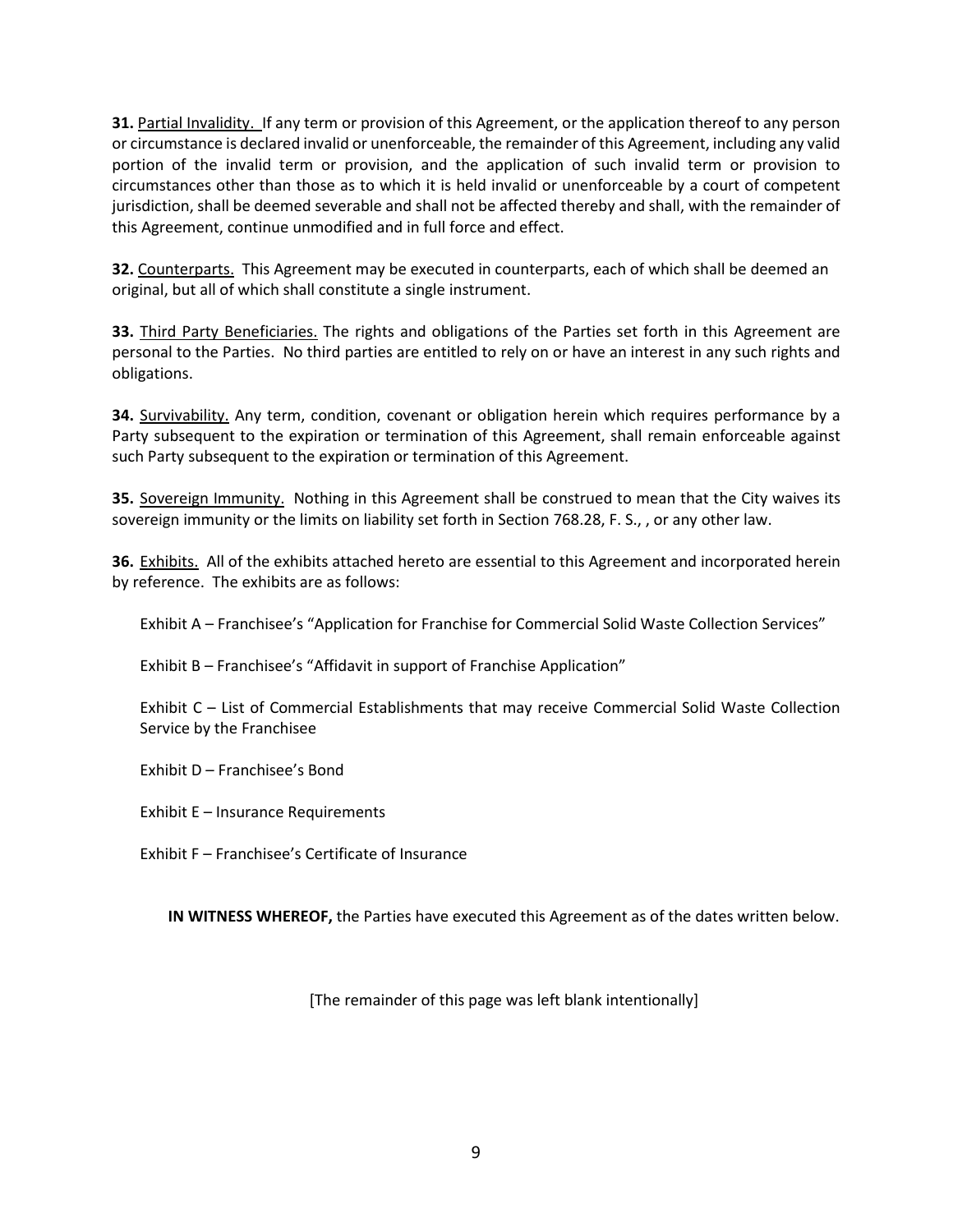**31.** Partial Invalidity. If any term or provision of this Agreement, or the application thereof to any person or circumstance is declared invalid or unenforceable, the remainder of this Agreement, including any valid portion of the invalid term or provision, and the application of such invalid term or provision to circumstances other than those as to which it is held invalid or unenforceable by a court of competent jurisdiction, shall be deemed severable and shall not be affected thereby and shall, with the remainder of this Agreement, continue unmodified and in full force and effect.

**32.** Counterparts. This Agreement may be executed in counterparts, each of which shall be deemed an original, but all of which shall constitute a single instrument.

**33.** Third Party Beneficiaries. The rights and obligations of the Parties set forth in this Agreement are personal to the Parties. No third parties are entitled to rely on or have an interest in any such rights and obligations.

**34.** Survivability. Any term, condition, covenant or obligation herein which requires performance by a Party subsequent to the expiration or termination of this Agreement, shall remain enforceable against such Party subsequent to the expiration or termination of this Agreement.

**35.** Sovereign Immunity. Nothing in this Agreement shall be construed to mean that the City waives its sovereign immunity or the limits on liability set forth in Section 768.28, F. S., , or any other law.

**36.** Exhibits. All of the exhibits attached hereto are essential to this Agreement and incorporated herein by reference. The exhibits are as follows:

Exhibit A – Franchisee's "Application for Franchise for Commercial Solid Waste Collection Services"

Exhibit B – Franchisee's "Affidavit in support of Franchise Application"

Exhibit C – List of Commercial Establishments that may receive Commercial Solid Waste Collection Service by the Franchisee

Exhibit D – Franchisee's Bond

Exhibit E – Insurance Requirements

Exhibit F – Franchisee's Certificate of Insurance

**IN WITNESS WHEREOF,** the Parties have executed this Agreement as of the dates written below.

[The remainder of this page was left blank intentionally]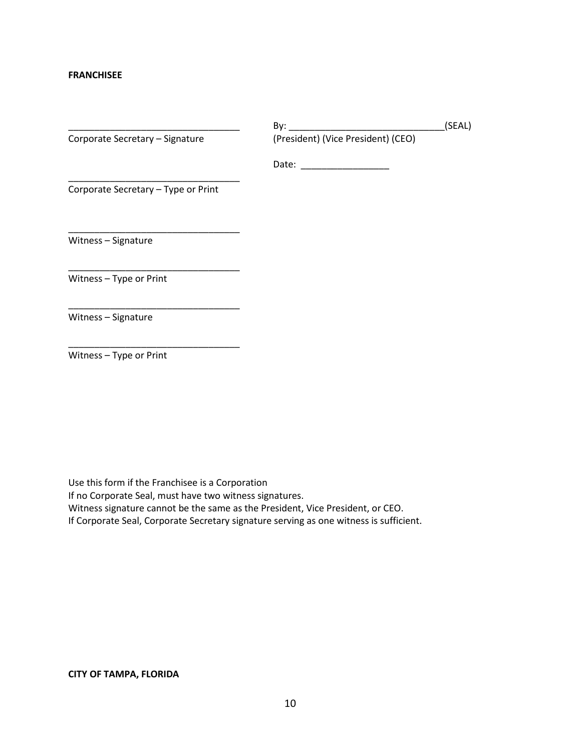**FRANCHISEE**

| | |
|---|---|
| __________________________________ | By: ______________________________(SEAL) |
| Corporate Secretary – Signature | (President) (Vice President) (CEO) |
| | Date: _________________ |
| __________________________________ | |
| Corporate Secretary – Type or Print | |

__________________________________
Witness – Signature

__________________________________
Witness – Type or Print

__________________________________
Witness – Signature

__________________________________
Witness – Type or Print

Use this form if the Franchisee is a Corporation
If no Corporate Seal, must have two witness signatures.
Witness signature cannot be the same as the President, Vice President, or CEO.
If Corporate Seal, Corporate Secretary signature serving as one witness is sufficient.

**CITY OF TAMPA, FLORIDA**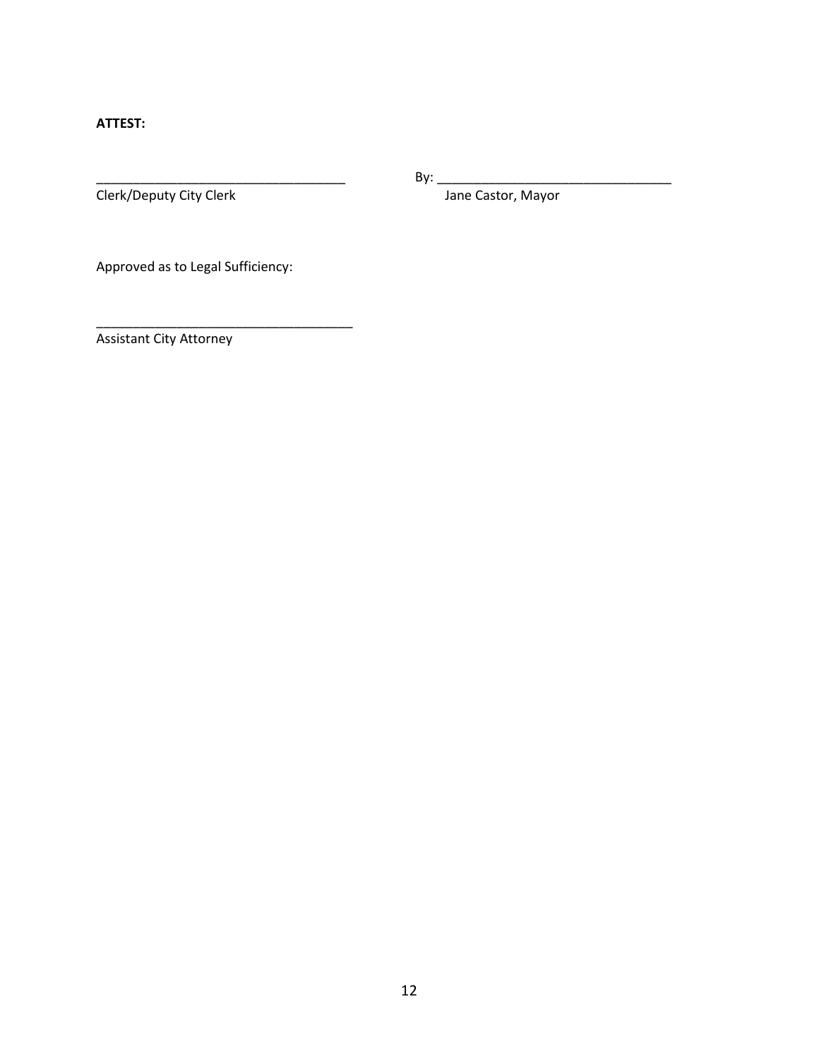**ATTEST:**

_________________________________ By: _______________________________

Clerk/Deputy City Clerk Jane Castor, Mayor

Approved as to Legal Sufficiency:

__________________________________

Assistant City Attorney